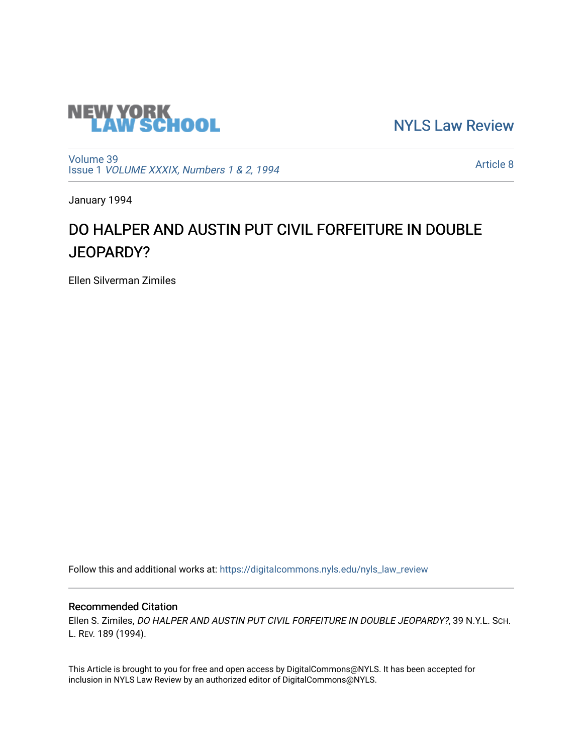NEW YORK LAW SCHOOL

NYLS Law Review

Volume 39
Issue 1 *VOLUME XXXIX, Numbers 1 & 2, 1994*

Article 8

January 1994

# DO HALPER AND AUSTIN PUT CIVIL FORFEITURE IN DOUBLE JEOPARDY?

Ellen Silverman Zimiles

Follow this and additional works at: https://digitalcommons.nyls.edu/nyls_law_review

## Recommended Citation

Ellen S. Zimiles, *DO HALPER AND AUSTIN PUT CIVIL FORFEITURE IN DOUBLE JEOPARDY?*, 39 N.Y.L. SCH. L. REV. 189 (1994).

This Article is brought to you for free and open access by DigitalCommons@NYLS. It has been accepted for inclusion in NYLS Law Review by an authorized editor of DigitalCommons@NYLS.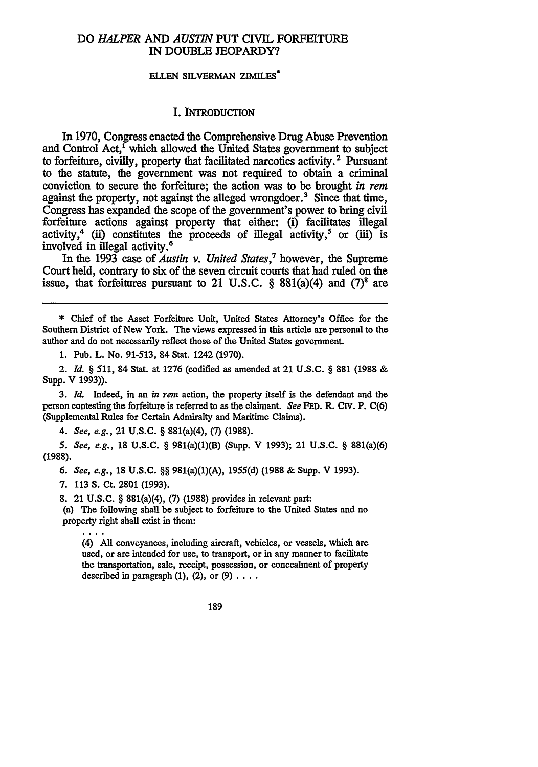# DO *HALPER* AND *AUSTIN* PUT CIVIL FORFEITURE IN DOUBLE JEOPARDY?

ELLEN SILVERMAN ZIMILES*

## I. INTRODUCTION

In 1970, Congress enacted the Comprehensive Drug Abuse Prevention and Control Act,[1] which allowed the United States government to subject to forfeiture, civilly, property that facilitated narcotics activity.[2] Pursuant to the statute, the government was not required to obtain a criminal conviction to secure the forfeiture; the action was to be brought *in rem* against the property, not against the alleged wrongdoer.[3] Since that time, Congress has expanded the scope of the government's power to bring civil forfeiture actions against property that either: (i) facilitates illegal activity,[4] (ii) constitutes the proceeds of illegal activity,[5] or (iii) is involved in illegal activity.[6]

In the 1993 case of *Austin v. United States*,[7] however, the Supreme Court held, contrary to six of the seven circuit courts that had ruled on the issue, that forfeitures pursuant to 21 U.S.C. § 881(a)(4) and (7)[8] are

---

\* Chief of the Asset Forfeiture Unit, United States Attorney's Office for the Southern District of New York. The views expressed in this article are personal to the author and do not necessarily reflect those of the United States government.

1. Pub. L. No. 91-513, 84 Stat. 1242 (1970).

2. *Id.* § 511, 84 Stat. at 1276 (codified as amended at 21 U.S.C. § 881 (1988 & Supp. V 1993)).

3. *Id.* Indeed, in an *in rem* action, the property itself is the defendant and the person contesting the forfeiture is referred to as the claimant. *See* FED. R. CIV. P. C(6) (Supplemental Rules for Certain Admiralty and Maritime Claims).

4. *See, e.g.*, 21 U.S.C. § 881(a)(4), (7) (1988).

5. *See, e.g.*, 18 U.S.C. § 981(a)(1)(B) (Supp. V 1993); 21 U.S.C. § 881(a)(6) (1988).

6. *See, e.g.*, 18 U.S.C. §§ 981(a)(1)(A), 1955(d) (1988 & Supp. V 1993).

7. 113 S. Ct. 2801 (1993).

8. 21 U.S.C. § 881(a)(4), (7) (1988) provides in relevant part:

(a) The following shall be subject to forfeiture to the United States and no property right shall exist in them:

. . . .

(4) All conveyances, including aircraft, vehicles, or vessels, which are used, or are intended for use, to transport, or in any manner to facilitate the transportation, sale, receipt, possession, or concealment of property described in paragraph (1), (2), or (9) . . . .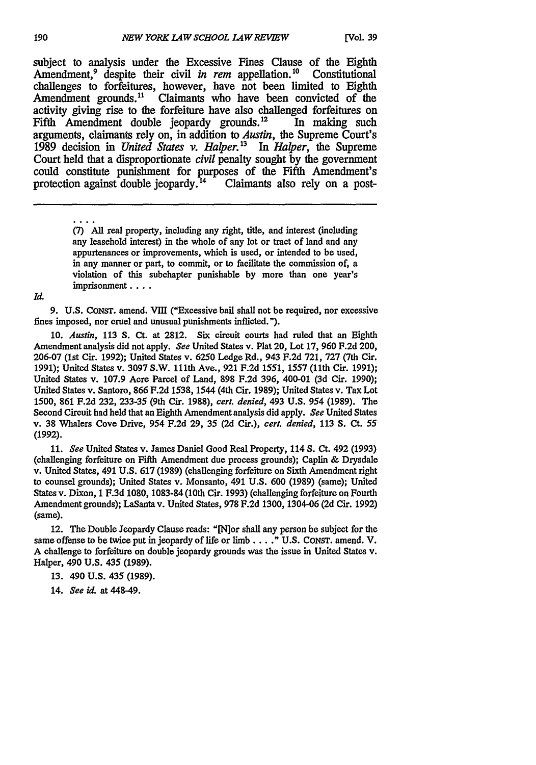subject to analysis under the Excessive Fines Clause of the Eighth Amendment,[9] despite their civil *in rem* appellation.[10] Constitutional challenges to forfeitures, however, have not been limited to Eighth Amendment grounds.[11] Claimants who have been convicted of the activity giving rise to the forfeiture have also challenged forfeitures on Fifth Amendment double jeopardy grounds.[12] In making such arguments, claimants rely on, in addition to *Austin*, the Supreme Court's 1989 decision in *United States v. Halper.*[13] In *Halper*, the Supreme Court held that a disproportionate *civil* penalty sought by the government could constitute punishment for purposes of the Fifth Amendment's protection against double jeopardy.[14] Claimants also rely on a post-

---

> . . . .
>
> (7) All real property, including any right, title, and interest (including any leasehold interest) in the whole of any lot or tract of land and any appurtenances or improvements, which is used, or intended to be used, in any manner or part, to commit, or to facilitate the commission of, a violation of this subchapter punishable by more than one year's imprisonment . . . .

*Id.*

9. U.S. CONST. amend. VIII ("Excessive bail shall not be required, nor excessive fines imposed, nor cruel and unusual punishments inflicted.").

10. *Austin*, 113 S. Ct. at 2812. Six circuit courts had ruled that an Eighth Amendment analysis did not apply. *See* United States v. Plat 20, Lot 17, 960 F.2d 200, 206-07 (1st Cir. 1992); United States v. 6250 Ledge Rd., 943 F.2d 721, 727 (7th Cir. 1991); United States v. 3097 S.W. 111th Ave., 921 F.2d 1551, 1557 (11th Cir. 1991); United States v. 107.9 Acre Parcel of Land, 898 F.2d 396, 400-01 (3d Cir. 1990); United States v. Santoro, 866 F.2d 1538, 1544 (4th Cir. 1989); United States v. Tax Lot 1500, 861 F.2d 232, 233-35 (9th Cir. 1988), *cert. denied*, 493 U.S. 954 (1989). The Second Circuit had held that an Eighth Amendment analysis did apply. *See* United States v. 38 Whalers Cove Drive, 954 F.2d 29, 35 (2d Cir.), *cert. denied*, 113 S. Ct. 55 (1992).

11. *See* United States v. James Daniel Good Real Property, 114 S. Ct. 492 (1993) (challenging forfeiture on Fifth Amendment due process grounds); Caplin & Drysdale v. United States, 491 U.S. 617 (1989) (challenging forfeiture on Sixth Amendment right to counsel grounds); United States v. Monsanto, 491 U.S. 600 (1989) (same); United States v. Dixon, 1 F.3d 1080, 1083-84 (10th Cir. 1993) (challenging forfeiture on Fourth Amendment grounds); LaSanta v. United States, 978 F.2d 1300, 1304-06 (2d Cir. 1992) (same).

12. The Double Jeopardy Clause reads: "[N]or shall any person be subject for the same offense to be twice put in jeopardy of life or limb . . . ." U.S. CONST. amend. V. A challenge to forfeiture on double jeopardy grounds was the issue in United States v. Halper, 490 U.S. 435 (1989).

13. 490 U.S. 435 (1989).

14. *See id.* at 448-49.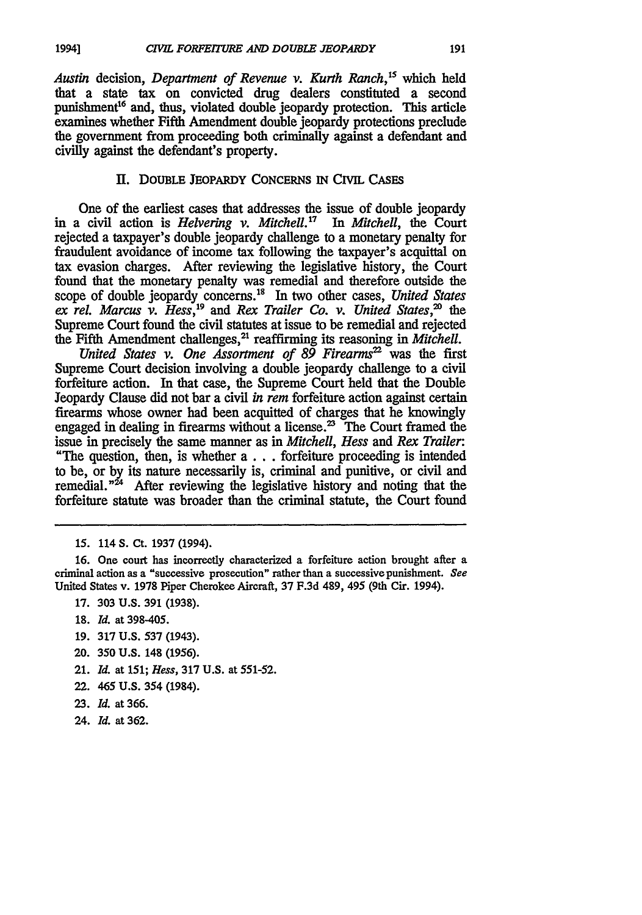*Austin* decision, *Department of Revenue v. Kurth Ranch*,[15] which held that a state tax on convicted drug dealers constituted a second punishment[16] and, thus, violated double jeopardy protection. This article examines whether Fifth Amendment double jeopardy protections preclude the government from proceeding both criminally against a defendant and civilly against the defendant's property.

## II. DOUBLE JEOPARDY CONCERNS IN CIVIL CASES

One of the earliest cases that addresses the issue of double jeopardy in a civil action is *Helvering v. Mitchell*.[17] In *Mitchell*, the Court rejected a taxpayer's double jeopardy challenge to a monetary penalty for fraudulent avoidance of income tax following the taxpayer's acquittal on tax evasion charges. After reviewing the legislative history, the Court found that the monetary penalty was remedial and therefore outside the scope of double jeopardy concerns.[18] In two other cases, *United States ex rel. Marcus v. Hess*,[19] and *Rex Trailer Co. v. United States*,[20] the Supreme Court found the civil statutes at issue to be remedial and rejected the Fifth Amendment challenges,[21] reaffirming its reasoning in *Mitchell*.

*United States v. One Assortment of 89 Firearms*[22] was the first Supreme Court decision involving a double jeopardy challenge to a civil forfeiture action. In that case, the Supreme Court held that the Double Jeopardy Clause did not bar a civil *in rem* forfeiture action against certain firearms whose owner had been acquitted of charges that he knowingly engaged in dealing in firearms without a license.[23] The Court framed the issue in precisely the same manner as in *Mitchell*, *Hess* and *Rex Trailer*: "The question, then, is whether a . . . forfeiture proceeding is intended to be, or by its nature necessarily is, criminal and punitive, or civil and remedial."[24] After reviewing the legislative history and noting that the forfeiture statute was broader than the criminal statute, the Court found

---

15. 114 S. Ct. 1937 (1994).

16. One court has incorrectly characterized a forfeiture action brought after a criminal action as a "successive prosecution" rather than a successive punishment. *See* United States v. 1978 Piper Cherokee Aircraft, 37 F.3d 489, 495 (9th Cir. 1994).

17. 303 U.S. 391 (1938).

18. *Id.* at 398-405.

19. 317 U.S. 537 (1943).

20. 350 U.S. 148 (1956).

21. *Id.* at 151; *Hess*, 317 U.S. at 551-52.

22. 465 U.S. 354 (1984).

23. *Id.* at 366.

24. *Id.* at 362.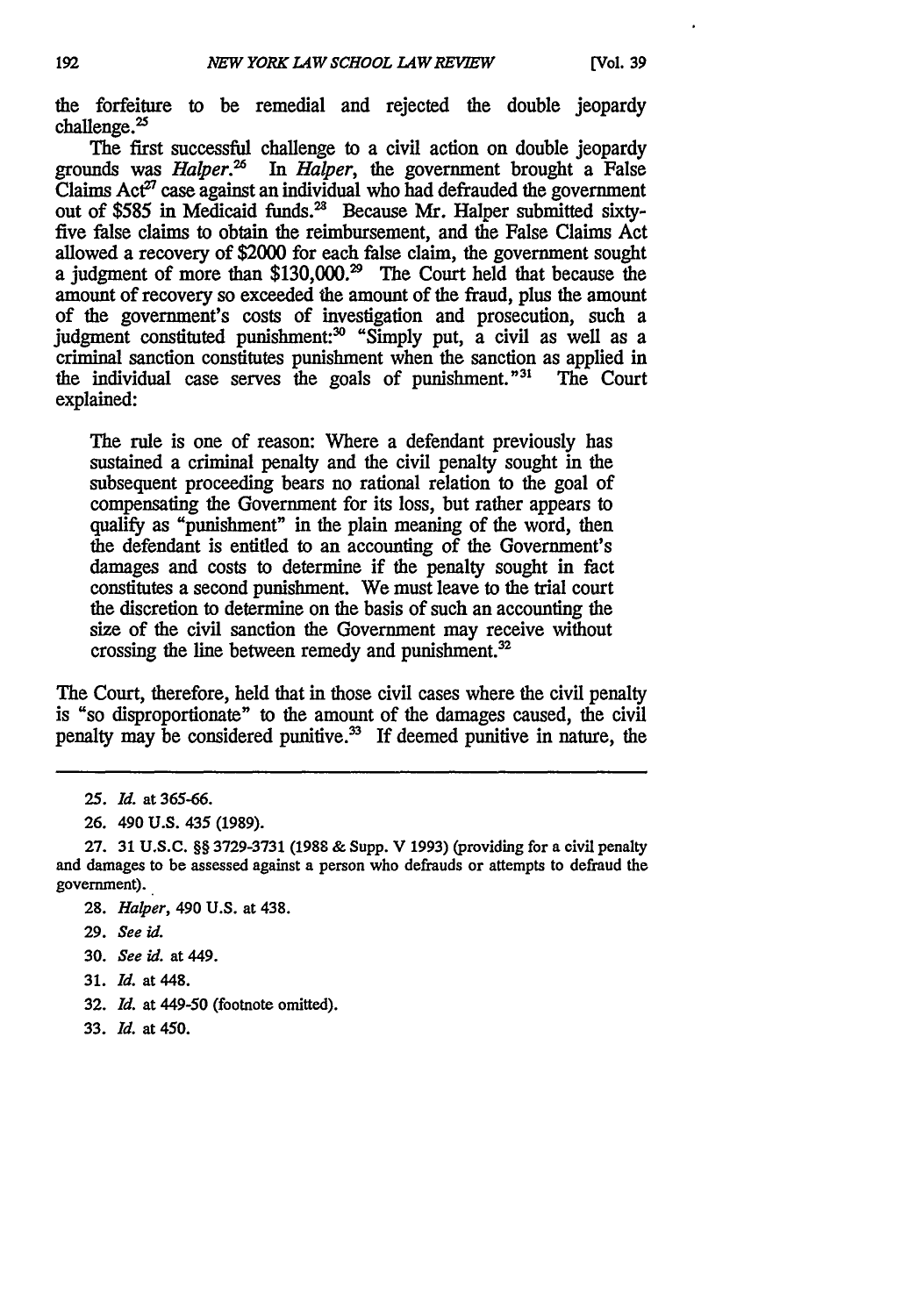the forfeiture to be remedial and rejected the double jeopardy challenge.[25]

The first successful challenge to a civil action on double jeopardy grounds was *Halper*.[26] In *Halper*, the government brought a False Claims Act[27] case against an individual who had defrauded the government out of $585 in Medicaid funds.[28] Because Mr. Halper submitted sixty-five false claims to obtain the reimbursement, and the False Claims Act allowed a recovery of $2000 for each false claim, the government sought a judgment of more than $130,000.[29] The Court held that because the amount of recovery so exceeded the amount of the fraud, plus the amount of the government's costs of investigation and prosecution, such a judgment constituted punishment:[30] "Simply put, a civil as well as a criminal sanction constitutes punishment when the sanction as applied in the individual case serves the goals of punishment."[31] The Court explained:

> The rule is one of reason: Where a defendant previously has sustained a criminal penalty and the civil penalty sought in the subsequent proceeding bears no rational relation to the goal of compensating the Government for its loss, but rather appears to qualify as "punishment" in the plain meaning of the word, then the defendant is entitled to an accounting of the Government's damages and costs to determine if the penalty sought in fact constitutes a second punishment. We must leave to the trial court the discretion to determine on the basis of such an accounting the size of the civil sanction the Government may receive without crossing the line between remedy and punishment.[32]

The Court, therefore, held that in those civil cases where the civil penalty is "so disproportionate" to the amount of the damages caused, the civil penalty may be considered punitive.[33] If deemed punitive in nature, the

---

25. *Id.* at 365-66.

26. 490 U.S. 435 (1989).

27. 31 U.S.C. §§ 3729-3731 (1988 & Supp. V 1993) (providing for a civil penalty and damages to be assessed against a person who defrauds or attempts to defraud the government).

28. *Halper*, 490 U.S. at 438.

29. *See id.*

30. *See id.* at 449.

31. *Id.* at 448.

32. *Id.* at 449-50 (footnote omitted).

33. *Id.* at 450.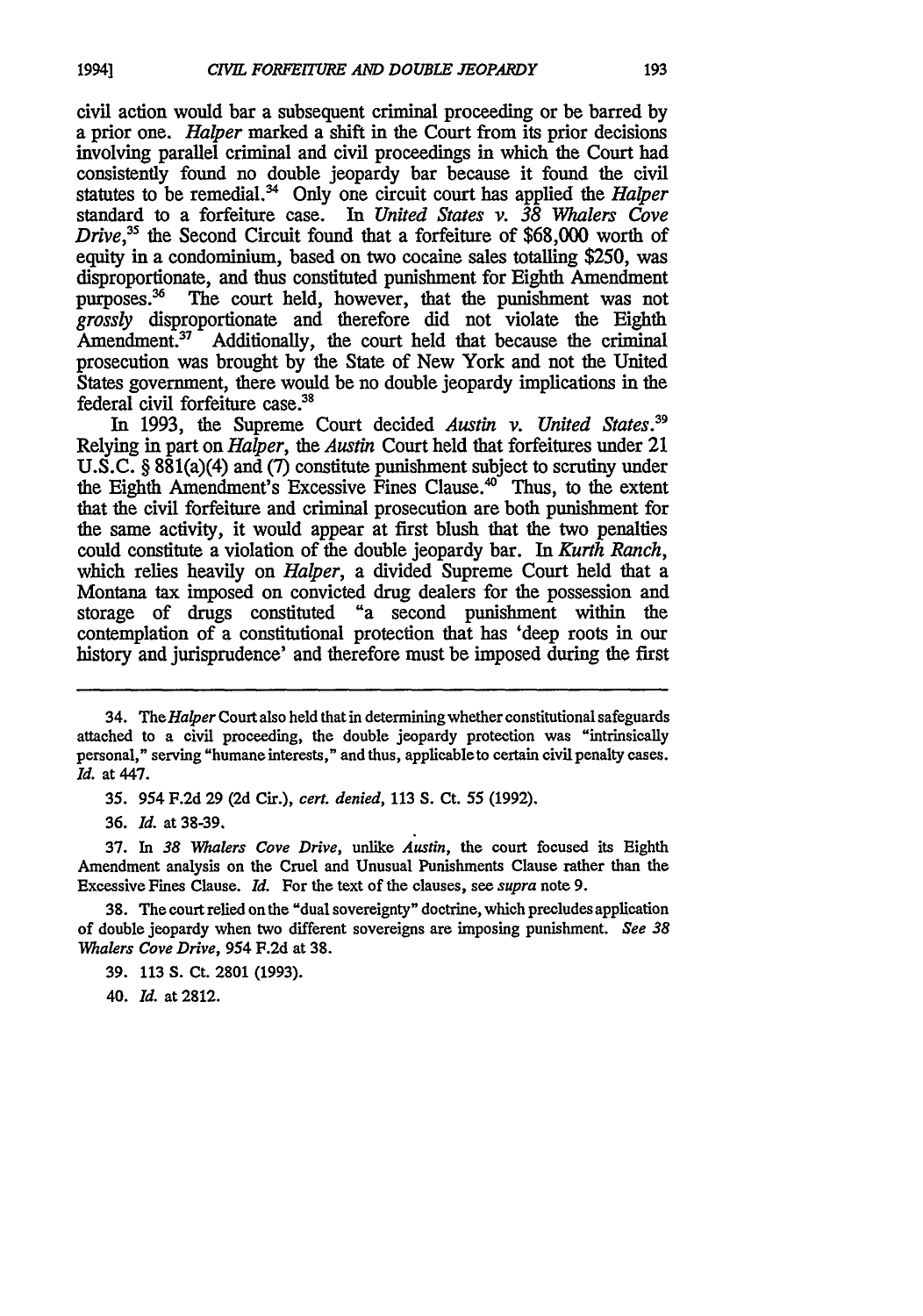civil action would bar a subsequent criminal proceeding or be barred by a prior one. *Halper* marked a shift in the Court from its prior decisions involving parallel criminal and civil proceedings in which the Court had consistently found no double jeopardy bar because it found the civil statutes to be remedial.[34] Only one circuit court has applied the *Halper* standard to a forfeiture case. In *United States v. 38 Whalers Cove Drive*,[35] the Second Circuit found that a forfeiture of $68,000 worth of equity in a condominium, based on two cocaine sales totalling $250, was disproportionate, and thus constituted punishment for Eighth Amendment purposes.[36] The court held, however, that the punishment was not *grossly* disproportionate and therefore did not violate the Eighth Amendment.[37] Additionally, the court held that because the criminal prosecution was brought by the State of New York and not the United States government, there would be no double jeopardy implications in the federal civil forfeiture case.[38]

In 1993, the Supreme Court decided *Austin v. United States*.[39] Relying in part on *Halper*, the *Austin* Court held that forfeitures under 21 U.S.C. § 881(a)(4) and (7) constitute punishment subject to scrutiny under the Eighth Amendment's Excessive Fines Clause.[40] Thus, to the extent that the civil forfeiture and criminal prosecution are both punishment for the same activity, it would appear at first blush that the two penalties could constitute a violation of the double jeopardy bar. In *Kurth Ranch*, which relies heavily on *Halper*, a divided Supreme Court held that a Montana tax imposed on convicted drug dealers for the possession and storage of drugs constituted "a second punishment within the contemplation of a constitutional protection that has 'deep roots in our history and jurisprudence' and therefore must be imposed during the first

---

34. The *Halper* Court also held that in determining whether constitutional safeguards attached to a civil proceeding, the double jeopardy protection was "intrinsically personal," serving "humane interests," and thus, applicable to certain civil penalty cases. *Id.* at 447.

35. 954 F.2d 29 (2d Cir.), *cert. denied*, 113 S. Ct. 55 (1992).

36. *Id.* at 38-39.

37. In *38 Whalers Cove Drive*, unlike *Austin*, the court focused its Eighth Amendment analysis on the Cruel and Unusual Punishments Clause rather than the Excessive Fines Clause. *Id.* For the text of the clauses, see *supra* note 9.

38. The court relied on the "dual sovereignty" doctrine, which precludes application of double jeopardy when two different sovereigns are imposing punishment. *See 38 Whalers Cove Drive*, 954 F.2d at 38.

39. 113 S. Ct. 2801 (1993).

40. *Id.* at 2812.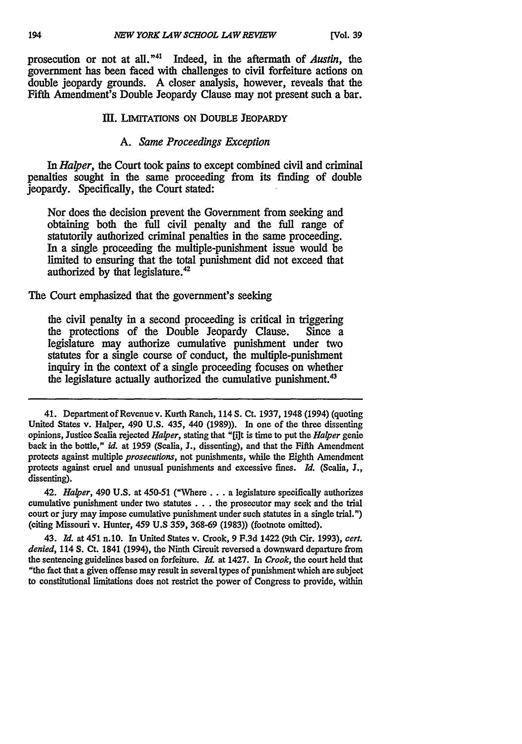prosecution or not at all."[41] Indeed, in the aftermath of *Austin*, the government has been faced with challenges to civil forfeiture actions on double jeopardy grounds. A closer analysis, however, reveals that the Fifth Amendment's Double Jeopardy Clause may not present such a bar.

## III. LIMITATIONS ON DOUBLE JEOPARDY

### A. *Same Proceedings Exception*

In *Halper*, the Court took pains to except combined civil and criminal penalties sought in the same proceeding from its finding of double jeopardy. Specifically, the Court stated:

> Nor does the decision prevent the Government from seeking and obtaining both the full civil penalty and the full range of statutorily authorized criminal penalties in the same proceeding. In a single proceeding the multiple-punishment issue would be limited to ensuring that the total punishment did not exceed that authorized by that legislature.[42]

The Court emphasized that the government's seeking

> the civil penalty in a second proceeding is critical in triggering the protections of the Double Jeopardy Clause. Since a legislature may authorize cumulative punishment under two statutes for a single course of conduct, the multiple-punishment inquiry in the context of a single proceeding focuses on whether the legislature actually authorized the cumulative punishment.[43]

---

41. Department of Revenue v. Kurth Ranch, 114 S. Ct. 1937, 1948 (1994) (quoting United States v. Halper, 490 U.S. 435, 440 (1989)). In one of the three dissenting opinions, Justice Scalia rejected *Halper*, stating that "[i]t is time to put the *Halper* genie back in the bottle," *id.* at 1959 (Scalia, J., dissenting), and that the Fifth Amendment protects against multiple *prosecutions*, not punishments, while the Eighth Amendment protects against cruel and unusual punishments and excessive fines. *Id.* (Scalia, J., dissenting).

42. *Halper*, 490 U.S. at 450-51 ("Where . . . a legislature specifically authorizes cumulative punishment under two statutes . . . the prosecutor may seek and the trial court or jury may impose cumulative punishment under such statutes in a single trial.") (citing Missouri v. Hunter, 459 U.S 359, 368-69 (1983)) (footnote omitted).

43. *Id.* at 451 n.10. In United States v. Crook, 9 F.3d 1422 (9th Cir. 1993), *cert. denied*, 114 S. Ct. 1841 (1994), the Ninth Circuit reversed a downward departure from the sentencing guidelines based on forfeiture. *Id.* at 1427. In *Crook*, the court held that "the fact that a given offense may result in several types of punishment which are subject to constitutional limitations does not restrict the power of Congress to provide, within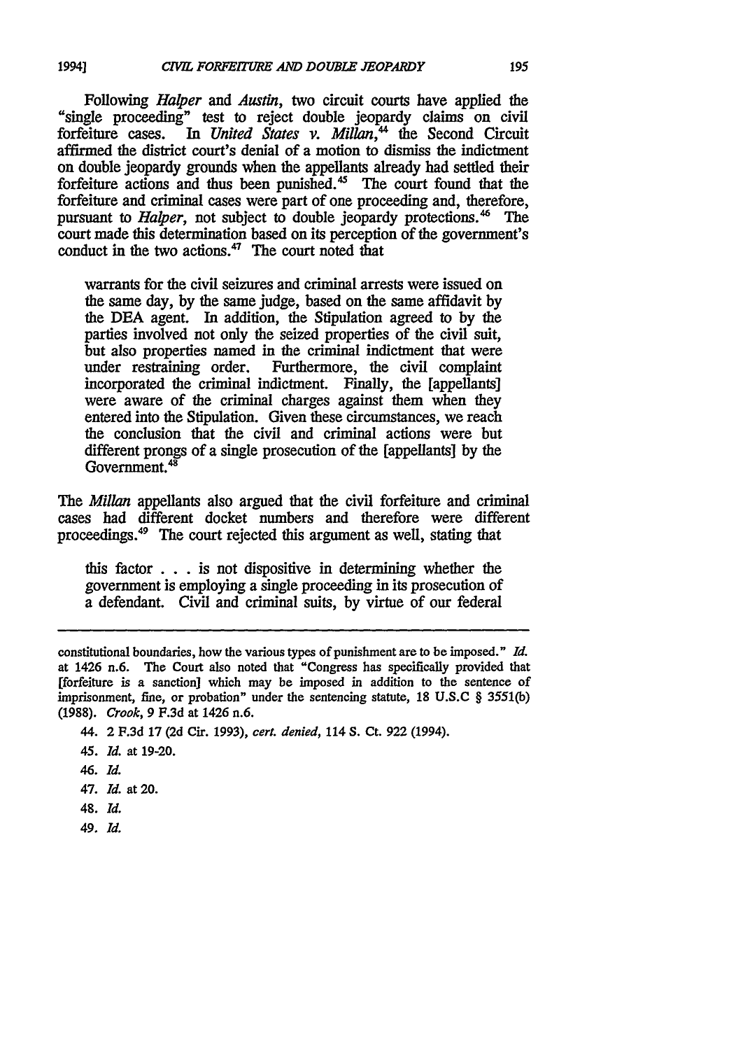Following *Halper* and *Austin*, two circuit courts have applied the "single proceeding" test to reject double jeopardy claims on civil forfeiture cases. In *United States v. Millan*,[44] the Second Circuit affirmed the district court's denial of a motion to dismiss the indictment on double jeopardy grounds when the appellants already had settled their forfeiture actions and thus been punished.[45] The court found that the forfeiture and criminal cases were part of one proceeding and, therefore, pursuant to *Halper*, not subject to double jeopardy protections.[46] The court made this determination based on its perception of the government's conduct in the two actions.[47] The court noted that

> warrants for the civil seizures and criminal arrests were issued on the same day, by the same judge, based on the same affidavit by the DEA agent. In addition, the Stipulation agreed to by the parties involved not only the seized properties of the civil suit, but also properties named in the criminal indictment that were under restraining order. Furthermore, the civil complaint incorporated the criminal indictment. Finally, the [appellants] were aware of the criminal charges against them when they entered into the Stipulation. Given these circumstances, we reach the conclusion that the civil and criminal actions were but different prongs of a single prosecution of the [appellants] by the Government.[48]

The *Millan* appellants also argued that the civil forfeiture and criminal cases had different docket numbers and therefore were different proceedings.[49] The court rejected this argument as well, stating that

> this factor . . . is not dispositive in determining whether the government is employing a single proceeding in its prosecution of a defendant. Civil and criminal suits, by virtue of our federal

---

constitutional boundaries, how the various types of punishment are to be imposed." *Id.* at 1426 n.6. The Court also noted that "Congress has specifically provided that [forfeiture is a sanction] which may be imposed in addition to the sentence of imprisonment, fine, or probation" under the sentencing statute, 18 U.S.C § 3551(b) (1988). *Crook*, 9 F.3d at 1426 n.6.

44. 2 F.3d 17 (2d Cir. 1993), *cert. denied*, 114 S. Ct. 922 (1994).

45. *Id.* at 19-20.

46. *Id.*

47. *Id.* at 20.

48. *Id.*

49. *Id.*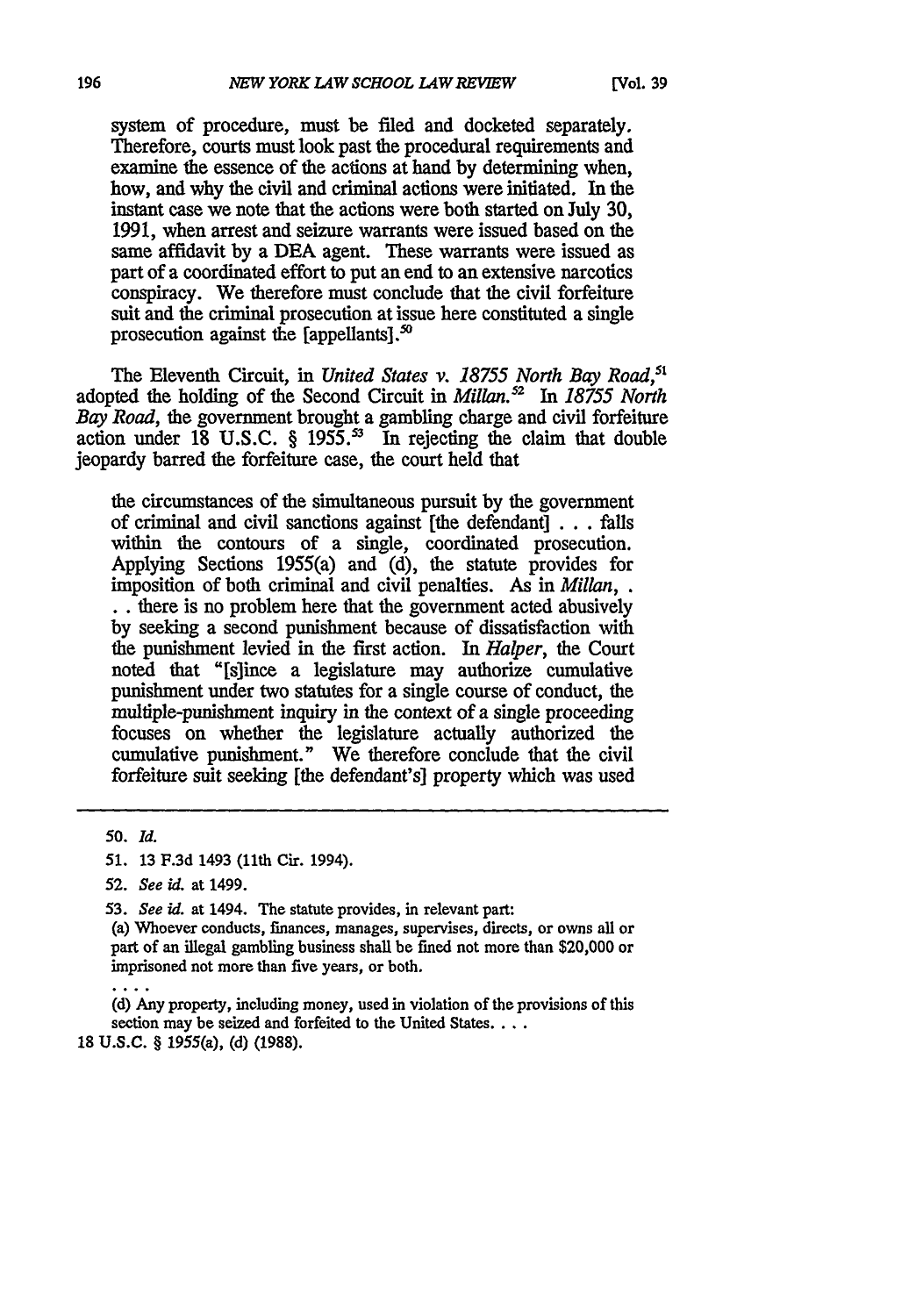system of procedure, must be filed and docketed separately. Therefore, courts must look past the procedural requirements and examine the essence of the actions at hand by determining when, how, and why the civil and criminal actions were initiated. In the instant case we note that the actions were both started on July 30, 1991, when arrest and seizure warrants were issued based on the same affidavit by a DEA agent. These warrants were issued as part of a coordinated effort to put an end to an extensive narcotics conspiracy. We therefore must conclude that the civil forfeiture suit and the criminal prosecution at issue here constituted a single prosecution against the [appellants].[50]

The Eleventh Circuit, in *United States v. 18755 North Bay Road*,[51] adopted the holding of the Second Circuit in *Millan*.[52] In *18755 North Bay Road*, the government brought a gambling charge and civil forfeiture action under 18 U.S.C. § 1955.[53] In rejecting the claim that double jeopardy barred the forfeiture case, the court held that

> the circumstances of the simultaneous pursuit by the government of criminal and civil sanctions against [the defendant] . . . falls within the contours of a single, coordinated prosecution. Applying Sections 1955(a) and (d), the statute provides for imposition of both criminal and civil penalties. As in *Millan*, . . . there is no problem here that the government acted abusively by seeking a second punishment because of dissatisfaction with the punishment levied in the first action. In *Halper*, the Court noted that "[s]ince a legislature may authorize cumulative punishment under two statutes for a single course of conduct, the multiple-punishment inquiry in the context of a single proceeding focuses on whether the legislature actually authorized the cumulative punishment." We therefore conclude that the civil forfeiture suit seeking [the defendant's] property which was used

---

50. *Id.*

51. 13 F.3d 1493 (11th Cir. 1994).

52. *See id.* at 1499.

53. *See id.* at 1494. The statute provides, in relevant part:

(a) Whoever conducts, finances, manages, supervises, directs, or owns all or part of an illegal gambling business shall be fined not more than $20,000 or imprisoned not more than five years, or both.

. . . .

(d) Any property, including money, used in violation of the provisions of this section may be seized and forfeited to the United States. . . .

18 U.S.C. § 1955(a), (d) (1988).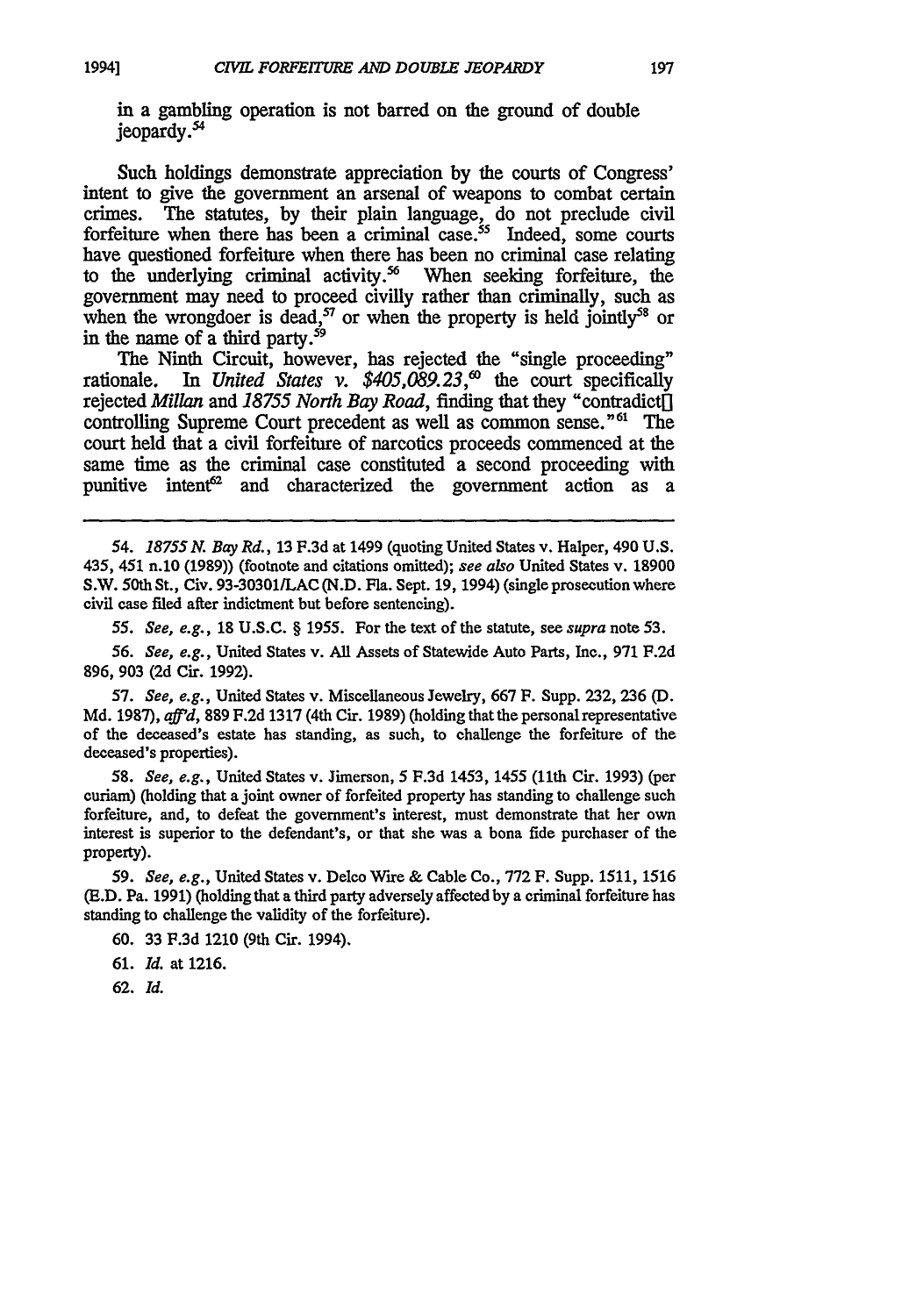in a gambling operation is not barred on the ground of double jeopardy.[54]

Such holdings demonstrate appreciation by the courts of Congress' intent to give the government an arsenal of weapons to combat certain crimes. The statutes, by their plain language, do not preclude civil forfeiture when there has been a criminal case.[55] Indeed, some courts have questioned forfeiture when there has been no criminal case relating to the underlying criminal activity.[56] When seeking forfeiture, the government may need to proceed civilly rather than criminally, such as when the wrongdoer is dead,[57] or when the property is held jointly[58] or in the name of a third party.[59]

The Ninth Circuit, however, has rejected the "single proceeding" rationale. In *United States v. $405,089.23*,[60] the court specifically rejected *Millan* and *18755 North Bay Road*, finding that they "contradict[] controlling Supreme Court precedent as well as common sense."[61] The court held that a civil forfeiture of narcotics proceeds commenced at the same time as the criminal case constituted a second proceeding with punitive intent[62] and characterized the government action as a

---

54. *18755 N. Bay Rd.*, 13 F.3d at 1499 (quoting United States v. Halper, 490 U.S. 435, 451 n.10 (1989)) (footnote and citations omitted); *see also* United States v. 18900 S.W. 50th St., Civ. 93-30301/LAC (N.D. Fla. Sept. 19, 1994) (single prosecution where civil case filed after indictment but before sentencing).

55. *See, e.g.*, 18 U.S.C. § 1955. For the text of the statute, see *supra* note 53.

56. *See, e.g.*, United States v. All Assets of Statewide Auto Parts, Inc., 971 F.2d 896, 903 (2d Cir. 1992).

57. *See, e.g.*, United States v. Miscellaneous Jewelry, 667 F. Supp. 232, 236 (D. Md. 1987), *aff'd*, 889 F.2d 1317 (4th Cir. 1989) (holding that the personal representative of the deceased's estate has standing, as such, to challenge the forfeiture of the deceased's properties).

58. *See, e.g.*, United States v. Jimerson, 5 F.3d 1453, 1455 (11th Cir. 1993) (per curiam) (holding that a joint owner of forfeited property has standing to challenge such forfeiture, and, to defeat the government's interest, must demonstrate that her own interest is superior to the defendant's, or that she was a bona fide purchaser of the property).

59. *See, e.g.*, United States v. Delco Wire & Cable Co., 772 F. Supp. 1511, 1516 (E.D. Pa. 1991) (holding that a third party adversely affected by a criminal forfeiture has standing to challenge the validity of the forfeiture).

60. 33 F.3d 1210 (9th Cir. 1994).

61. *Id.* at 1216.

62. *Id.*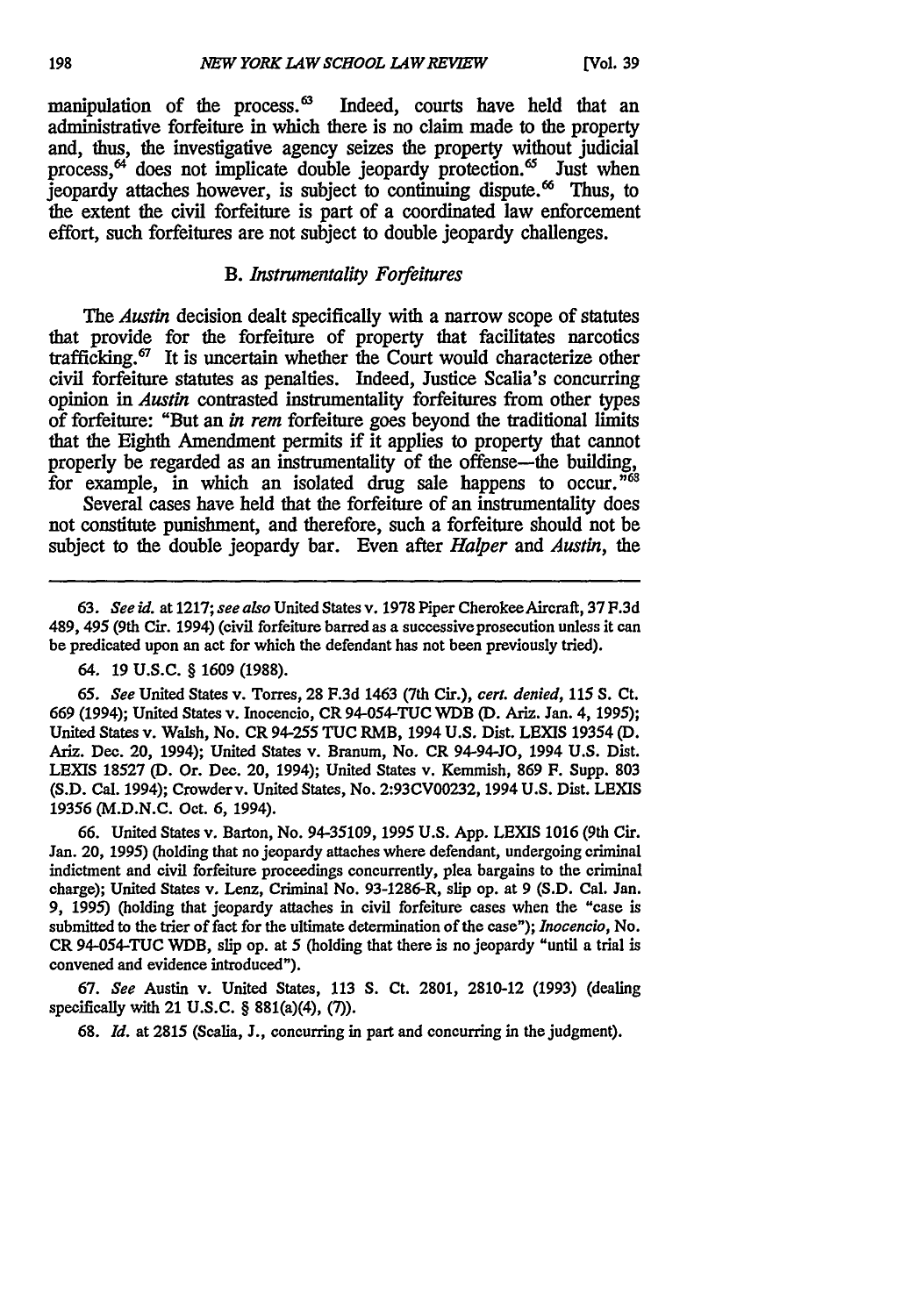manipulation of the process.[63] Indeed, courts have held that an administrative forfeiture in which there is no claim made to the property and, thus, the investigative agency seizes the property without judicial process,[64] does not implicate double jeopardy protection.[65] Just when jeopardy attaches however, is subject to continuing dispute.[66] Thus, to the extent the civil forfeiture is part of a coordinated law enforcement effort, such forfeitures are not subject to double jeopardy challenges.

### B. *Instrumentality Forfeitures*

The *Austin* decision dealt specifically with a narrow scope of statutes that provide for the forfeiture of property that facilitates narcotics trafficking.[67] It is uncertain whether the Court would characterize other civil forfeiture statutes as penalties. Indeed, Justice Scalia's concurring opinion in *Austin* contrasted instrumentality forfeitures from other types of forfeiture: "But an *in rem* forfeiture goes beyond the traditional limits that the Eighth Amendment permits if it applies to property that cannot properly be regarded as an instrumentality of the offense—the building, for example, in which an isolated drug sale happens to occur."[68]

Several cases have held that the forfeiture of an instrumentality does not constitute punishment, and therefore, such a forfeiture should not be subject to the double jeopardy bar. Even after *Halper* and *Austin*, the

---

63. *See id.* at 1217; *see also* United States v. 1978 Piper Cherokee Aircraft, 37 F.3d 489, 495 (9th Cir. 1994) (civil forfeiture barred as a successive prosecution unless it can be predicated upon an act for which the defendant has not been previously tried).

64. 19 U.S.C. § 1609 (1988).

65. *See* United States v. Torres, 28 F.3d 1463 (7th Cir.), *cert. denied*, 115 S. Ct. 669 (1994); United States v. Inocencio, CR 94-054-TUC WDB (D. Ariz. Jan. 4, 1995); United States v. Walsh, No. CR 94-255 TUC RMB, 1994 U.S. Dist. LEXIS 19354 (D. Ariz. Dec. 20, 1994); United States v. Branum, No. CR 94-94-JO, 1994 U.S. Dist. LEXIS 18527 (D. Or. Dec. 20, 1994); United States v. Kemmish, 869 F. Supp. 803 (S.D. Cal. 1994); Crowder v. United States, No. 2:93CV00232, 1994 U.S. Dist. LEXIS 19356 (M.D.N.C. Oct. 6, 1994).

66. United States v. Barton, No. 94-35109, 1995 U.S. App. LEXIS 1016 (9th Cir. Jan. 20, 1995) (holding that no jeopardy attaches where defendant, undergoing criminal indictment and civil forfeiture proceedings concurrently, plea bargains to the criminal charge); United States v. Lenz, Criminal No. 93-1286-R, slip op. at 9 (S.D. Cal. Jan. 9, 1995) (holding that jeopardy attaches in civil forfeiture cases when the "case is submitted to the trier of fact for the ultimate determination of the case"); *Inocencio*, No. CR 94-054-TUC WDB, slip op. at 5 (holding that there is no jeopardy "until a trial is convened and evidence introduced").

67. *See* Austin v. United States, 113 S. Ct. 2801, 2810-12 (1993) (dealing specifically with 21 U.S.C. § 881(a)(4), (7)).

68. *Id.* at 2815 (Scalia, J., concurring in part and concurring in the judgment).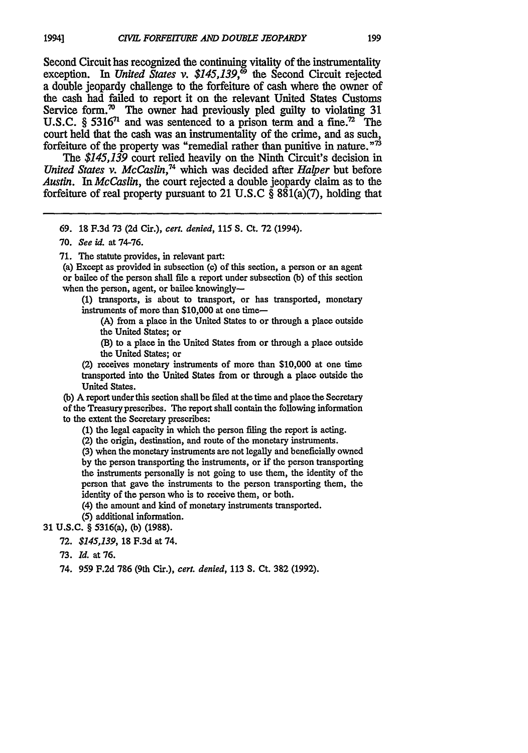Second Circuit has recognized the continuing vitality of the instrumentality exception. In *United States v. $145,139*,[69] the Second Circuit rejected a double jeopardy challenge to the forfeiture of cash where the owner of the cash had failed to report it on the relevant United States Customs Service form.[70] The owner had previously pled guilty to violating 31 U.S.C. § 5316[71] and was sentenced to a prison term and a fine.[72] The court held that the cash was an instrumentality of the crime, and as such, forfeiture of the property was "remedial rather than punitive in nature."[73]

The *$145,139* court relied heavily on the Ninth Circuit's decision in *United States v. McCaslin*,[74] which was decided after *Halper* but before *Austin*. In *McCaslin*, the court rejected a double jeopardy claim as to the forfeiture of real property pursuant to 21 U.S.C § 881(a)(7), holding that

---

69. 18 F.3d 73 (2d Cir.), *cert. denied*, 115 S. Ct. 72 (1994).

70. *See id.* at 74-76.

71. The statute provides, in relevant part:

(a) Except as provided in subsection (c) of this section, a person or an agent or bailee of the person shall file a report under subsection (b) of this section when the person, agent, or bailee knowingly—

(1) transports, is about to transport, or has transported, monetary instruments of more than $10,000 at one time—

(A) from a place in the United States to or through a place outside the United States; or

(B) to a place in the United States from or through a place outside the United States; or

(2) receives monetary instruments of more than $10,000 at one time transported into the United States from or through a place outside the United States.

(b) A report under this section shall be filed at the time and place the Secretary of the Treasury prescribes. The report shall contain the following information to the extent the Secretary prescribes:

(1) the legal capacity in which the person filing the report is acting.

(2) the origin, destination, and route of the monetary instruments.

(3) when the monetary instruments are not legally and beneficially owned by the person transporting the instruments, or if the person transporting the instruments personally is not going to use them, the identity of the person that gave the instruments to the person transporting them, the identity of the person who is to receive them, or both.

(4) the amount and kind of monetary instruments transported.

(5) additional information.

31 U.S.C. § 5316(a), (b) (1988).

72. *$145,139*, 18 F.3d at 74.

73. *Id.* at 76.

74. 959 F.2d 786 (9th Cir.), *cert. denied*, 113 S. Ct. 382 (1992).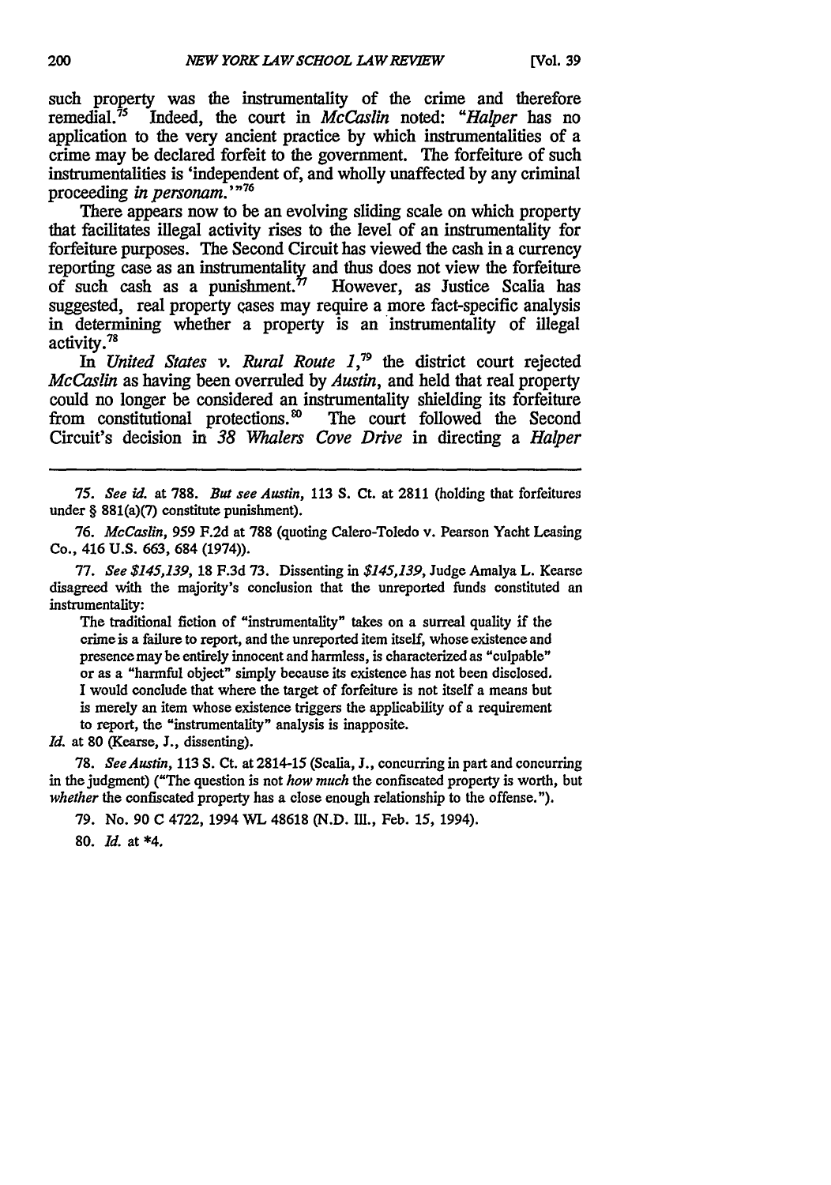such property was the instrumentality of the crime and therefore remedial.[75] Indeed, the court in *McCaslin* noted: "*Halper* has no application to the very ancient practice by which instrumentalities of a crime may be declared forfeit to the government. The forfeiture of such instrumentalities is 'independent of, and wholly unaffected by any criminal proceeding *in personam*.'"[76]

There appears now to be an evolving sliding scale on which property that facilitates illegal activity rises to the level of an instrumentality for forfeiture purposes. The Second Circuit has viewed the cash in a currency reporting case as an instrumentality and thus does not view the forfeiture of such cash as a punishment.[77] However, as Justice Scalia has suggested, real property cases may require a more fact-specific analysis in determining whether a property is an instrumentality of illegal activity.[78]

In *United States v. Rural Route 1*,[79] the district court rejected *McCaslin* as having been overruled by *Austin*, and held that real property could no longer be considered an instrumentality shielding its forfeiture from constitutional protections.[80] The court followed the Second Circuit's decision in *38 Whalers Cove Drive* in directing a *Halper*

---

75. *See id.* at 788. *But see Austin*, 113 S. Ct. at 2811 (holding that forfeitures under § 881(a)(7) constitute punishment).

76. *McCaslin*, 959 F.2d at 788 (quoting Calero-Toledo v. Pearson Yacht Leasing Co., 416 U.S. 663, 684 (1974)).

77. *See $145,139*, 18 F.3d 73. Dissenting in *$145,139*, Judge Amalya L. Kearse disagreed with the majority's conclusion that the unreported funds constituted an instrumentality:

> The traditional fiction of "instrumentality" takes on a surreal quality if the crime is a failure to report, and the unreported item itself, whose existence and presence may be entirely innocent and harmless, is characterized as "culpable" or as a "harmful object" simply because its existence has not been disclosed. I would conclude that where the target of forfeiture is not itself a means but is merely an item whose existence triggers the applicability of a requirement to report, the "instrumentality" analysis is inapposite.

*Id.* at 80 (Kearse, J., dissenting).

78. *See Austin*, 113 S. Ct. at 2814-15 (Scalia, J., concurring in part and concurring in the judgment) ("The question is not *how much* the confiscated property is worth, but *whether* the confiscated property has a close enough relationship to the offense.").

79. No. 90 C 4722, 1994 WL 48618 (N.D. Ill., Feb. 15, 1994).

80. *Id.* at *4.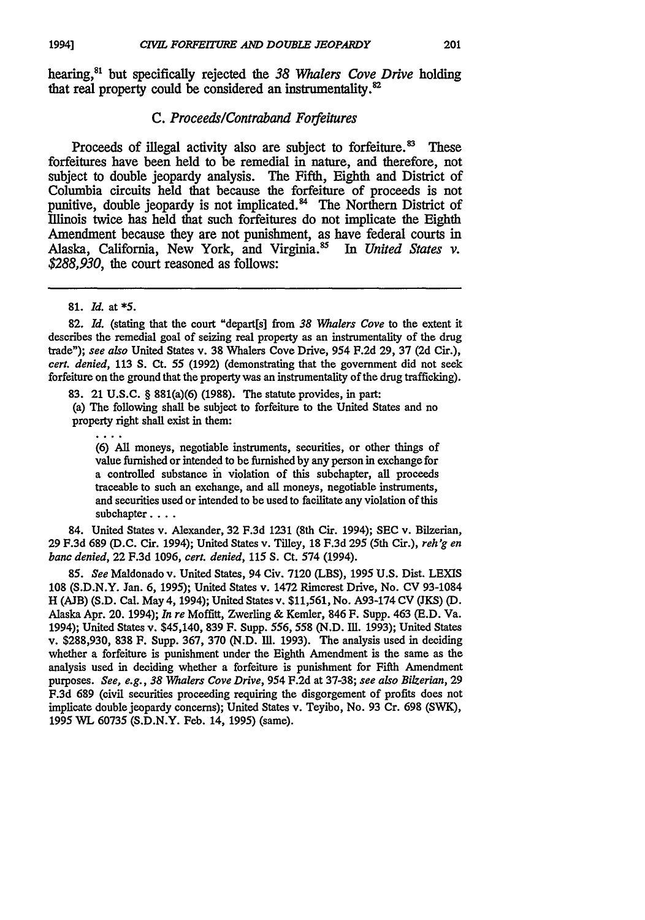hearing,[81] but specifically rejected the *38 Whalers Cove Drive* holding that real property could be considered an instrumentality.[82]

### C. *Proceeds/Contraband Forfeitures*

Proceeds of illegal activity also are subject to forfeiture.[83] These forfeitures have been held to be remedial in nature, and therefore, not subject to double jeopardy analysis. The Fifth, Eighth and District of Columbia circuits held that because the forfeiture of proceeds is not punitive, double jeopardy is not implicated.[84] The Northern District of Illinois twice has held that such forfeitures do not implicate the Eighth Amendment because they are not punishment, as have federal courts in Alaska, California, New York, and Virginia.[85] In *United States v. $288,930*, the court reasoned as follows:

---

81. *Id.* at *5.

82. *Id.* (stating that the court "depart[s] from *38 Whalers Cove* to the extent it describes the remedial goal of seizing real property as an instrumentality of the drug trade"); *see also* United States v. 38 Whalers Cove Drive, 954 F.2d 29, 37 (2d Cir.), *cert. denied*, 113 S. Ct. 55 (1992) (demonstrating that the government did not seek forfeiture on the ground that the property was an instrumentality of the drug trafficking).

83. 21 U.S.C. § 881(a)(6) (1988). The statute provides, in part:

> (a) The following shall be subject to forfeiture to the United States and no property right shall exist in them:
>
> . . . .
>
> (6) All moneys, negotiable instruments, securities, or other things of value furnished or intended to be furnished by any person in exchange for a controlled substance in violation of this subchapter, all proceeds traceable to such an exchange, and all moneys, negotiable instruments, and securities used or intended to be used to facilitate any violation of this subchapter . . . .

84. United States v. Alexander, 32 F.3d 1231 (8th Cir. 1994); SEC v. Bilzerian, 29 F.3d 689 (D.C. Cir. 1994); United States v. Tilley, 18 F.3d 295 (5th Cir.), *reh'g en banc denied*, 22 F.3d 1096, *cert. denied*, 115 S. Ct. 574 (1994).

85. *See* Maldonado v. United States, 94 Civ. 7120 (LBS), 1995 U.S. Dist. LEXIS 108 (S.D.N.Y. Jan. 6, 1995); United States v. 1472 Rimcrest Drive, No. CV 93-1084 H (AJB) (S.D. Cal. May 4, 1994); United States v. $11,561, No. A93-174 CV (JKS) (D. Alaska Apr. 20. 1994); *In re* Moffitt, Zwerling & Kemler, 846 F. Supp. 463 (E.D. Va. 1994); United States v. $45,140, 839 F. Supp. 556, 558 (N.D. Ill. 1993); United States v. $288,930, 838 F. Supp. 367, 370 (N.D. Ill. 1993). The analysis used in deciding whether a forfeiture is punishment under the Eighth Amendment is the same as the analysis used in deciding whether a forfeiture is punishment for Fifth Amendment purposes. *See, e.g.*, *38 Whalers Cove Drive*, 954 F.2d at 37-38; *see also Bilzerian*, 29 F.3d 689 (civil securities proceeding requiring the disgorgement of profits does not implicate double jeopardy concerns); United States v. Teyibo, No. 93 Cr. 698 (SWK), 1995 WL 60735 (S.D.N.Y. Feb. 14, 1995) (same).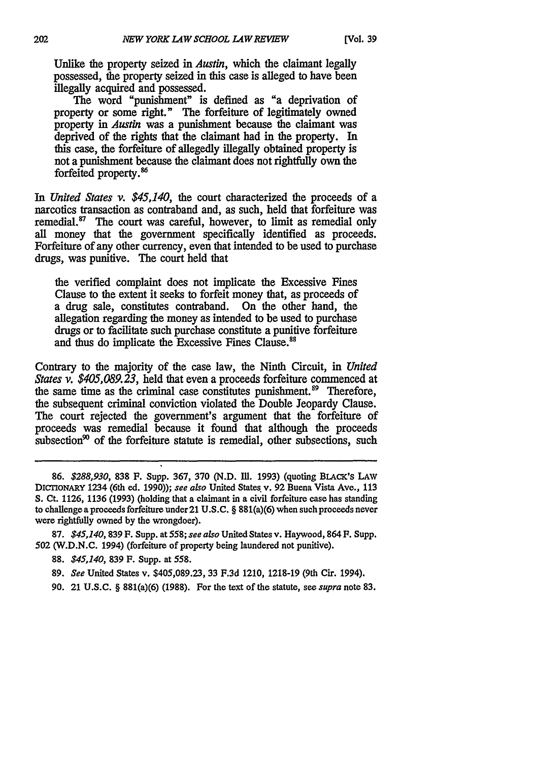Unlike the property seized in *Austin*, which the claimant legally possessed, the property seized in this case is alleged to have been illegally acquired and possessed.

The word "punishment" is defined as "a deprivation of property or some right." The forfeiture of legitimately owned property in *Austin* was a punishment because the claimant was deprived of the rights that the claimant had in the property. In this case, the forfeiture of allegedly illegally obtained property is not a punishment because the claimant does not rightfully own the forfeited property.[86]

In *United States v. $45,140*, the court characterized the proceeds of a narcotics transaction as contraband and, as such, held that forfeiture was remedial.[87] The court was careful, however, to limit as remedial only all money that the government specifically identified as proceeds. Forfeiture of any other currency, even that intended to be used to purchase drugs, was punitive. The court held that

> the verified complaint does not implicate the Excessive Fines Clause to the extent it seeks to forfeit money that, as proceeds of a drug sale, constitutes contraband. On the other hand, the allegation regarding the money as intended to be used to purchase drugs or to facilitate such purchase constitute a punitive forfeiture and thus do implicate the Excessive Fines Clause.[88]

Contrary to the majority of the case law, the Ninth Circuit, in *United States v. $405,089.23*, held that even a proceeds forfeiture commenced at the same time as the criminal case constitutes punishment.[89] Therefore, the subsequent criminal conviction violated the Double Jeopardy Clause. The court rejected the government's argument that the forfeiture of proceeds was remedial because it found that although the proceeds subsection[90] of the forfeiture statute is remedial, other subsections, such

---

86. *$288,930*, 838 F. Supp. 367, 370 (N.D. Ill. 1993) (quoting BLACK'S LAW DICTIONARY 1234 (6th ed. 1990)); *see also* United States v. 92 Buena Vista Ave., 113 S. Ct. 1126, 1136 (1993) (holding that a claimant in a civil forfeiture case has standing to challenge a proceeds forfeiture under 21 U.S.C. § 881(a)(6) when such proceeds never were rightfully owned by the wrongdoer).

87. *$45,140*, 839 F. Supp. at 558; *see also* United States v. Haywood, 864 F. Supp. 502 (W.D.N.C. 1994) (forfeiture of property being laundered not punitive).

88. *$45,140*, 839 F. Supp. at 558.

89. *See* United States v. $405,089.23, 33 F.3d 1210, 1218-19 (9th Cir. 1994).

90. 21 U.S.C. § 881(a)(6) (1988). For the text of the statute, see *supra* note 83.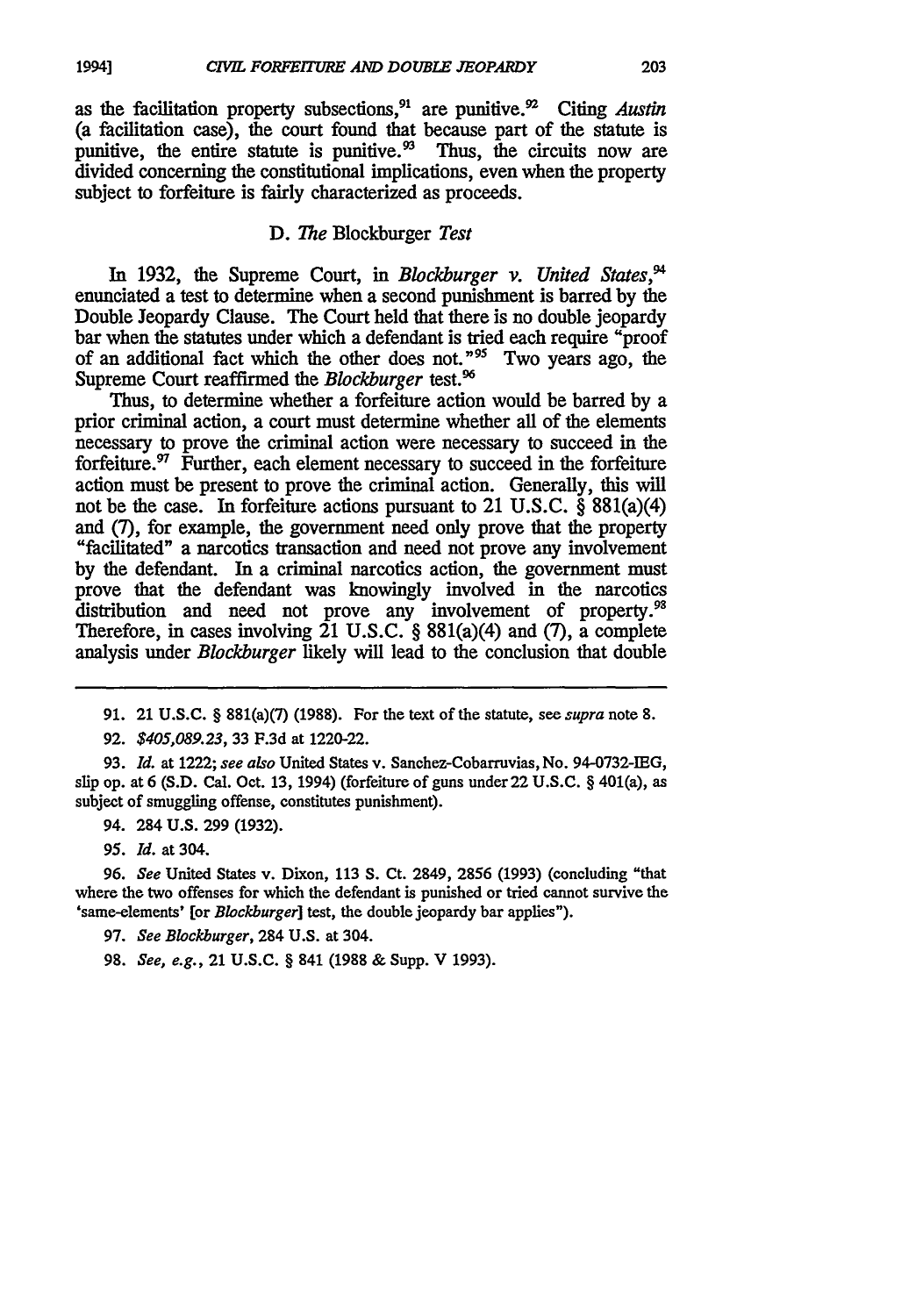as the facilitation property subsections,[91] are punitive.[92] Citing *Austin* (a facilitation case), the court found that because part of the statute is punitive, the entire statute is punitive.[93] Thus, the circuits now are divided concerning the constitutional implications, even when the property subject to forfeiture is fairly characterized as proceeds.

### D. *The* Blockburger *Test*

In 1932, the Supreme Court, in *Blockburger v. United States*,[94] enunciated a test to determine when a second punishment is barred by the Double Jeopardy Clause. The Court held that there is no double jeopardy bar when the statutes under which a defendant is tried each require "proof of an additional fact which the other does not."[95] Two years ago, the Supreme Court reaffirmed the *Blockburger* test.[96]

Thus, to determine whether a forfeiture action would be barred by a prior criminal action, a court must determine whether all of the elements necessary to prove the criminal action were necessary to succeed in the forfeiture.[97] Further, each element necessary to succeed in the forfeiture action must be present to prove the criminal action. Generally, this will not be the case. In forfeiture actions pursuant to 21 U.S.C. § 881(a)(4) and (7), for example, the government need only prove that the property "facilitated" a narcotics transaction and need not prove any involvement by the defendant. In a criminal narcotics action, the government must prove that the defendant was knowingly involved in the narcotics distribution and need not prove any involvement of property.[98] Therefore, in cases involving 21 U.S.C. § 881(a)(4) and (7), a complete analysis under *Blockburger* likely will lead to the conclusion that double

---

91. 21 U.S.C. § 881(a)(7) (1988). For the text of the statute, see *supra* note 8.

92. *$405,089.23*, 33 F.3d at 1220-22.

93. *Id.* at 1222; *see also* United States v. Sanchez-Cobarruvias, No. 94-0732-IEG, slip op. at 6 (S.D. Cal. Oct. 13, 1994) (forfeiture of guns under 22 U.S.C. § 401(a), as subject of smuggling offense, constitutes punishment).

94. 284 U.S. 299 (1932).

95. *Id.* at 304.

96. *See* United States v. Dixon, 113 S. Ct. 2849, 2856 (1993) (concluding "that where the two offenses for which the defendant is punished or tried cannot survive the 'same-elements' [or *Blockburger*] test, the double jeopardy bar applies").

97. *See Blockburger*, 284 U.S. at 304.

98. *See, e.g.*, 21 U.S.C. § 841 (1988 & Supp. V 1993).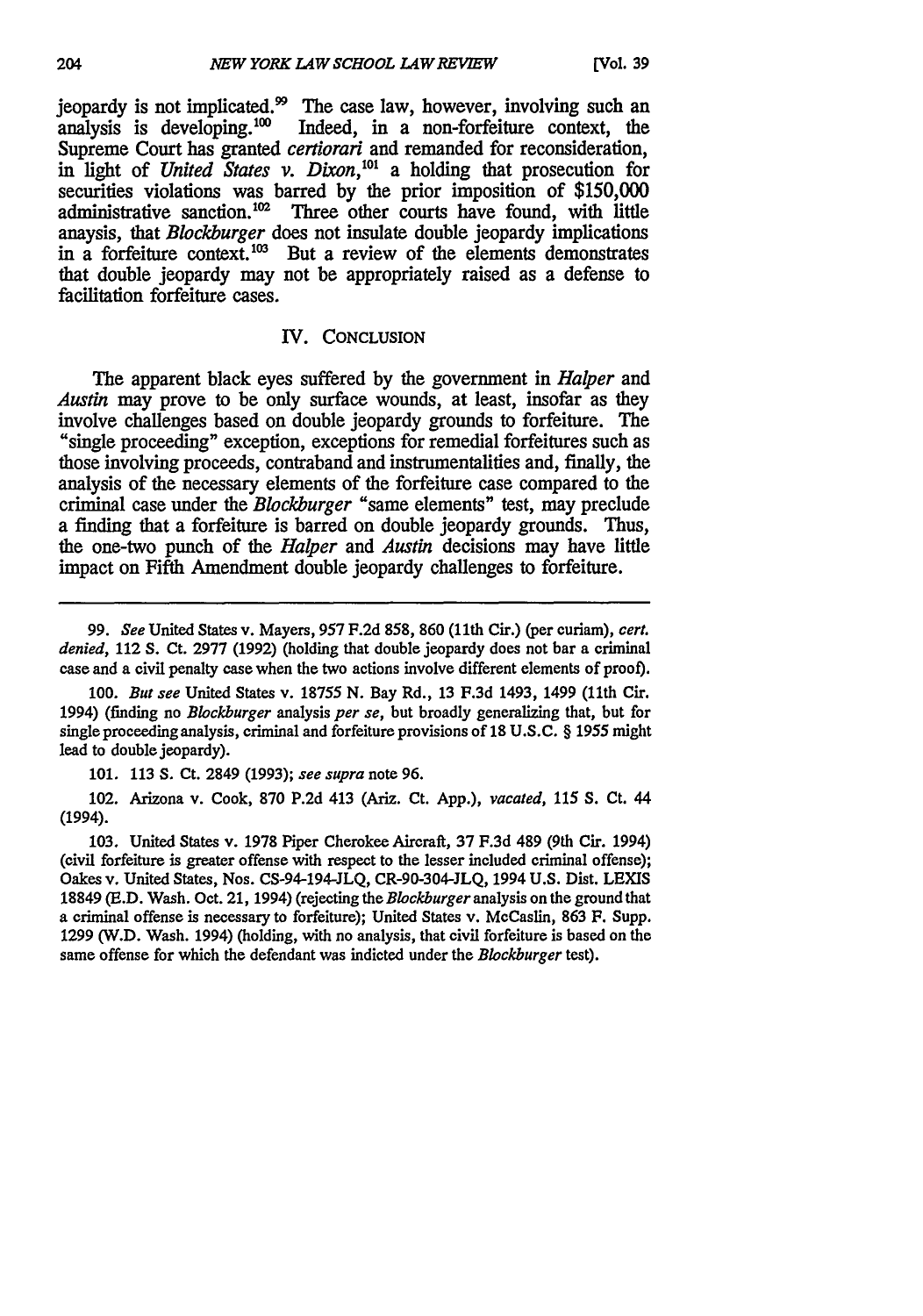jeopardy is not implicated.[99] The case law, however, involving such an analysis is developing.[100] Indeed, in a non-forfeiture context, the Supreme Court has granted *certiorari* and remanded for reconsideration, in light of *United States v. Dixon*,[101] a holding that prosecution for securities violations was barred by the prior imposition of $150,000 administrative sanction.[102] Three other courts have found, with little anaysis, that *Blockburger* does not insulate double jeopardy implications in a forfeiture context.[103] But a review of the elements demonstrates that double jeopardy may not be appropriately raised as a defense to facilitation forfeiture cases.

## IV. CONCLUSION

The apparent black eyes suffered by the government in *Halper* and *Austin* may prove to be only surface wounds, at least, insofar as they involve challenges based on double jeopardy grounds to forfeiture. The "single proceeding" exception, exceptions for remedial forfeitures such as those involving proceeds, contraband and instrumentalities and, finally, the analysis of the necessary elements of the forfeiture case compared to the criminal case under the *Blockburger* "same elements" test, may preclude a finding that a forfeiture is barred on double jeopardy grounds. Thus, the one-two punch of the *Halper* and *Austin* decisions may have little impact on Fifth Amendment double jeopardy challenges to forfeiture.

---

99. *See* United States v. Mayers, 957 F.2d 858, 860 (11th Cir.) (per curiam), *cert. denied*, 112 S. Ct. 2977 (1992) (holding that double jeopardy does not bar a criminal case and a civil penalty case when the two actions involve different elements of proof).

100. *But see* United States v. 18755 N. Bay Rd., 13 F.3d 1493, 1499 (11th Cir. 1994) (finding no *Blockburger* analysis *per se*, but broadly generalizing that, but for single proceeding analysis, criminal and forfeiture provisions of 18 U.S.C. § 1955 might lead to double jeopardy).

101. 113 S. Ct. 2849 (1993); *see supra* note 96.

102. Arizona v. Cook, 870 P.2d 413 (Ariz. Ct. App.), *vacated*, 115 S. Ct. 44 (1994).

103. United States v. 1978 Piper Cherokee Aircraft, 37 F.3d 489 (9th Cir. 1994) (civil forfeiture is greater offense with respect to the lesser included criminal offense); Oakes v. United States, Nos. CS-94-194-JLQ, CR-90-304-JLQ, 1994 U.S. Dist. LEXIS 18849 (E.D. Wash. Oct. 21, 1994) (rejecting the *Blockburger* analysis on the ground that a criminal offense is necessary to forfeiture); United States v. McCaslin, 863 F. Supp. 1299 (W.D. Wash. 1994) (holding, with no analysis, that civil forfeiture is based on the same offense for which the defendant was indicted under the *Blockburger* test).